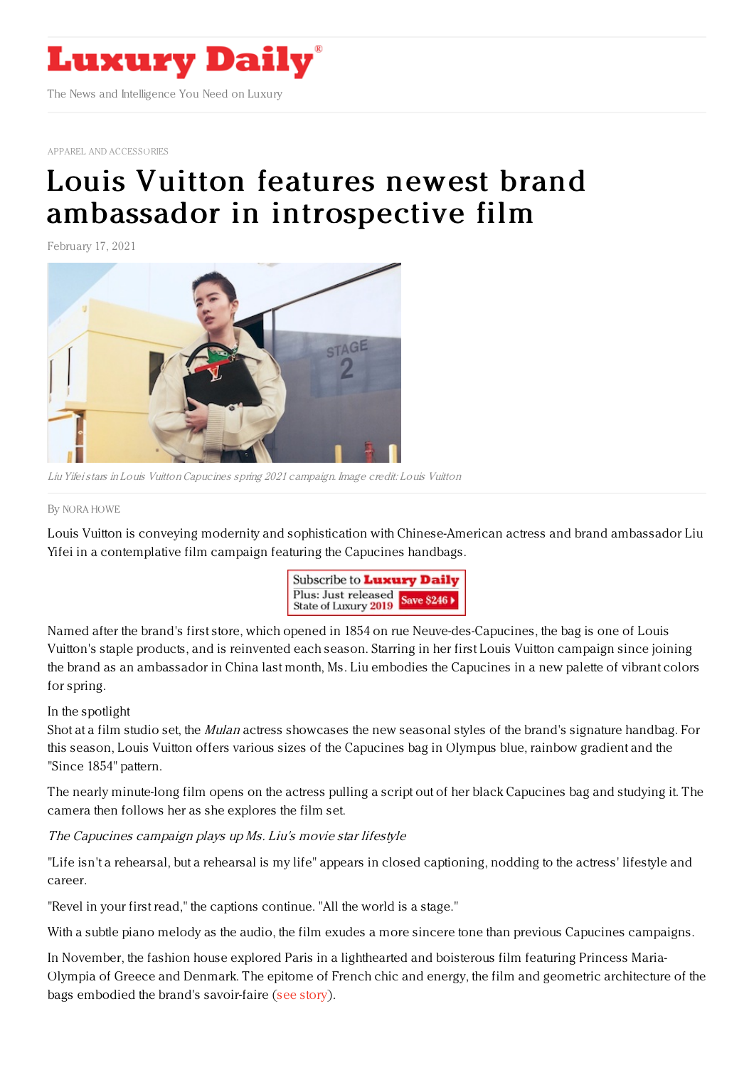# Luxury Daily

The News and Intelligence You Need on Luxury

APPAREL AND ACCESSORIES

# Louis Vuitton features newest brand ambassador in introspective film

February 17, 2021

*Liu Yifei stars in Louis Vuitton Capucines spring 2021 campaign. Image credit: Louis Vuitton*

By NORA HOWE

Louis Vuitton is conveying modernity and sophistication with Chinese-American actress and brand ambassador Liu Yifei in a contemplative film campaign featuring the Capucines handbags.

Named after the brand's first store, which opened in 1854 on rue Neuve-des-Capucines, the bag is one of Louis Vuitton's staple products, and is reinvented each season. Starring in her first Louis Vuitton campaign since joining the brand as an ambassador in China last month, Ms. Liu embodies the Capucines in a new palette of vibrant colors for spring.

In the spotlight

Shot at a film studio set, the *Mulan* actress showcases the new seasonal styles of the brand's signature handbag. For this season, Louis Vuitton offers various sizes of the Capucines bag in Olympus blue, rainbow gradient and the "Since 1854" pattern.

The nearly minute-long film opens on the actress pulling a script out of her black Capucines bag and studying it. The camera then follows her as she explores the film set.

*The Capucines campaign plays up Ms. Liu's movie star lifestyle*

"Life isn't a rehearsal, but a rehearsal is my life" appears in closed captioning, nodding to the actress' lifestyle and career.

"Revel in your first read," the captions continue. "All the world is a stage."

With a subtle piano melody as the audio, the film exudes a more sincere tone than previous Capucines campaigns.

In November, the fashion house explored Paris in a lighthearted and boisterous film featuring Princess Maria-Olympia of Greece and Denmark. The epitome of French chic and energy, the film and geometric architecture of the bags embodied the brand's savoir-faire (see story).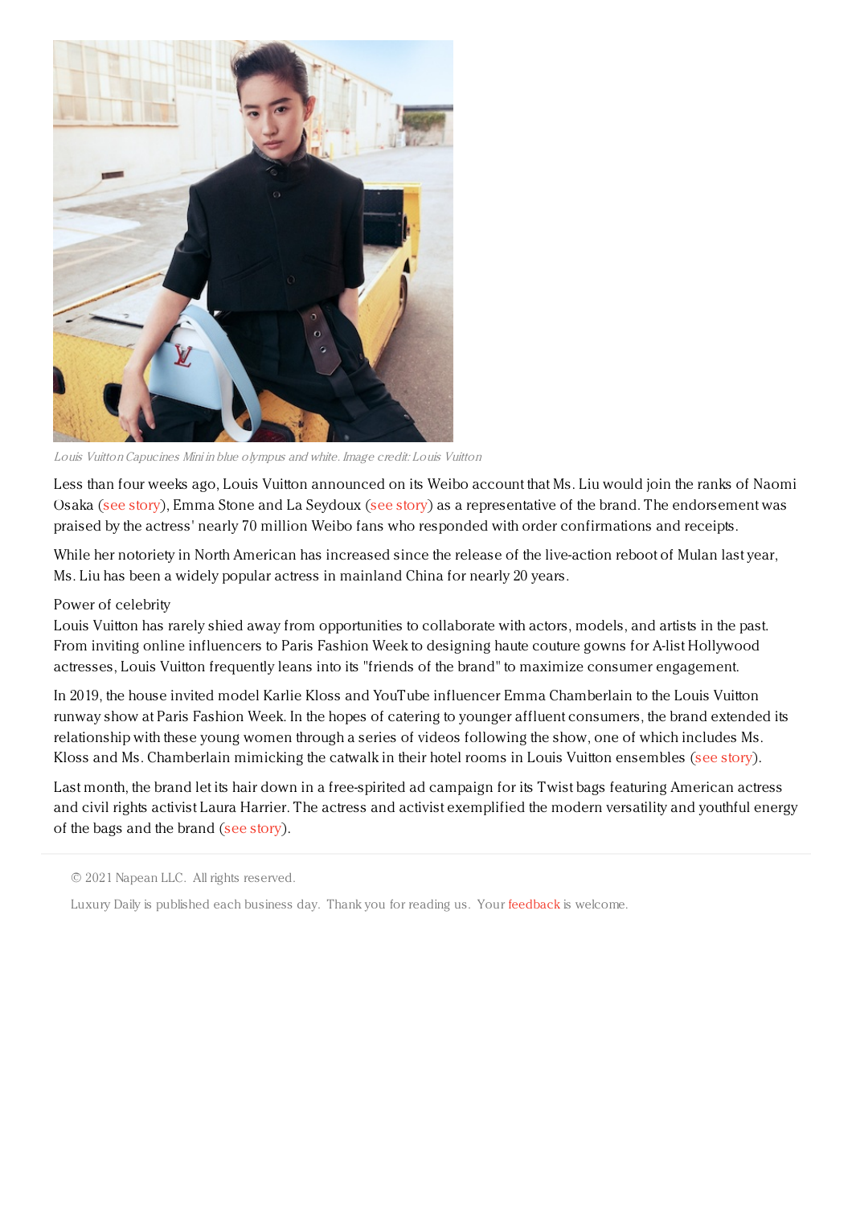*Louis Vuitton Capucines Mini in blue olympus and white. Image credit: Louis Vuitton*

Less than four weeks ago, Louis Vuitton announced on its Weibo account that Ms. Liu would join the ranks of Naomi Osaka (see story), Emma Stone and La Seydoux (see story) as a representative of the brand. The endorsement was praised by the actress' nearly 70 million Weibo fans who responded with order confirmations and receipts.

While her notoriety in North American has increased since the release of the live-action reboot of Mulan last year, Ms. Liu has been a widely popular actress in mainland China for nearly 20 years.

Power of celebrity

Louis Vuitton has rarely shied away from opportunities to collaborate with actors, models, and artists in the past. From inviting online influencers to Paris Fashion Week to designing haute couture gowns for A-list Hollywood actresses, Louis Vuitton frequently leans into its "friends of the brand" to maximize consumer engagement.

In 2019, the house invited model Karlie Kloss and YouTube influencer Emma Chamberlain to the Louis Vuitton runway show at Paris Fashion Week. In the hopes of catering to younger affluent consumers, the brand extended its relationship with these young women through a series of videos following the show, one of which includes Ms. Kloss and Ms. Chamberlain mimicking the catwalk in their hotel rooms in Louis Vuitton ensembles (see story).

Last month, the brand let its hair down in a free-spirited ad campaign for its Twist bags featuring American actress and civil rights activist Laura Harrier. The actress and activist exemplified the modern versatility and youthful energy of the bags and the brand (see story).

© 2021 Napean LLC. All rights reserved.

Luxury Daily is published each business day. Thank you for reading us. Your feedback is welcome.